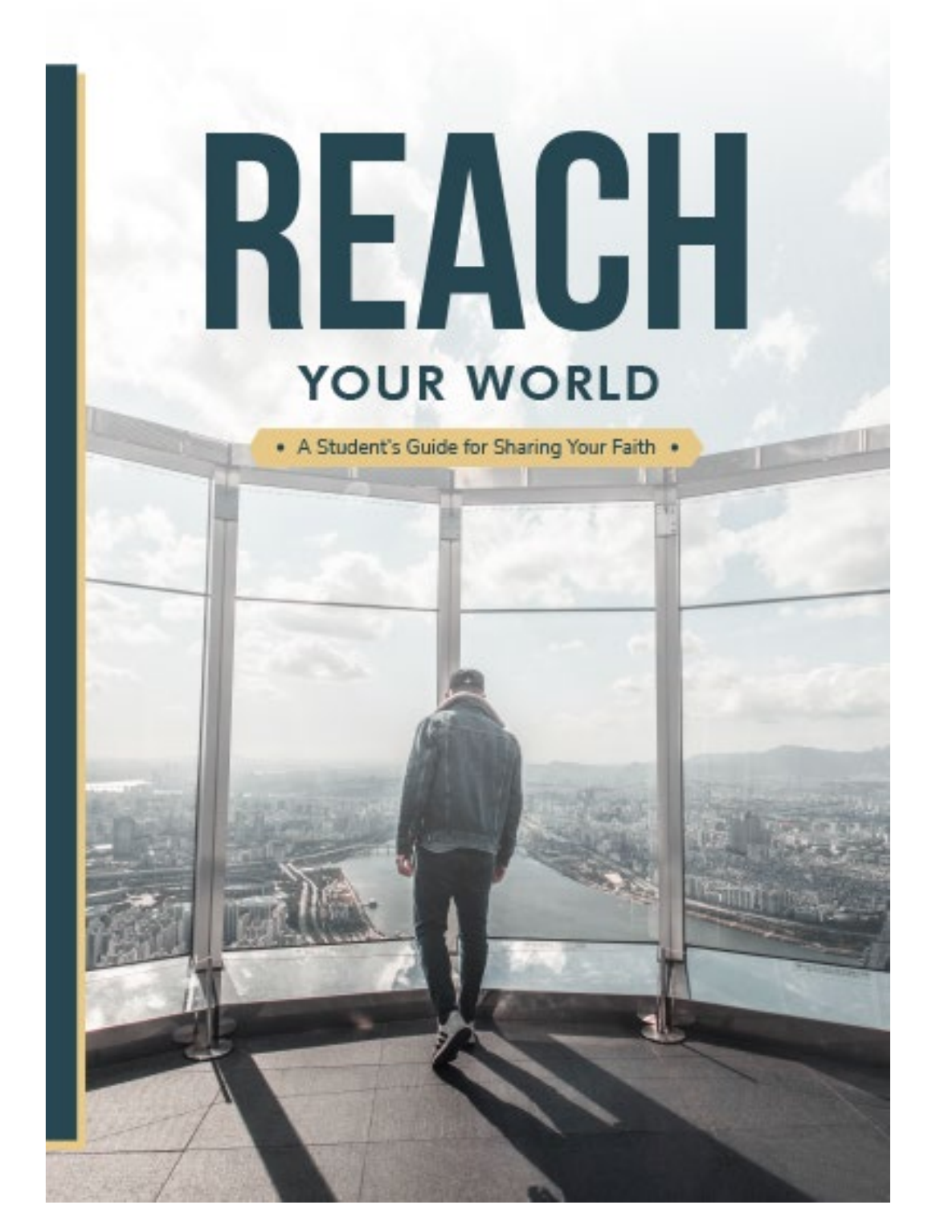# REACH

## YOUR WORLD

• A Student's Guide for Sharing Your Faith •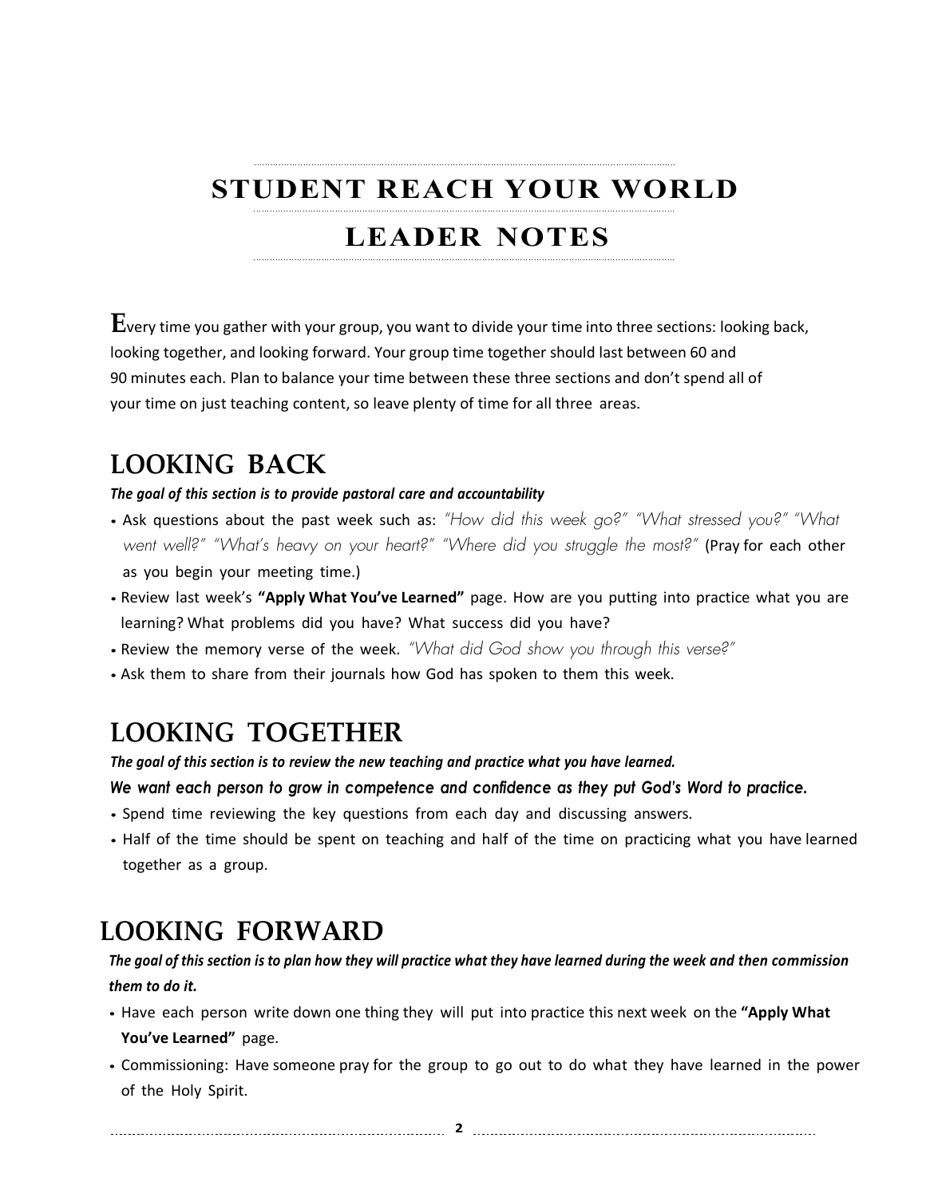# STUDENT REACH YOUR WORLD

# LEADER NOTES

Every time you gather with your group, you want to divide your time into three sections: looking back, looking together, and looking forward. Your group time together should last between 60 and 90 minutes each. Plan to balance your time between these three sections and don't spend all of your time on just teaching content, so leave plenty of time for all three areas.

## LOOKING BACK

***The goal of this section is to provide pastoral care and accountability***

- Ask questions about the past week such as: *"How did this week go?" "What stressed you?" "What went well?" "What's heavy on your heart?" "Where did you struggle the most?"* (Pray for each other as you begin your meeting time.)
- Review last week's **"Apply What You've Learned"** page. How are you putting into practice what you are learning? What problems did you have? What success did you have?
- Review the memory verse of the week. *"What did God show you through this verse?"*
- Ask them to share from their journals how God has spoken to them this week.

## LOOKING TOGETHER

***The goal of this section is to review the new teaching and practice what you have learned.***

***We want each person to grow in competence and confidence as they put God's Word to practice.***

- Spend time reviewing the key questions from each day and discussing answers.
- Half of the time should be spent on teaching and half of the time on practicing what you have learned together as a group.

## LOOKING FORWARD

***The goal of this section is to plan how they will practice what they have learned during the week and then commission them to do it.***

- Have each person write down one thing they will put into practice this next week on the **"Apply What You've Learned"** page.
- Commissioning: Have someone pray for the group to go out to do what they have learned in the power of the Holy Spirit.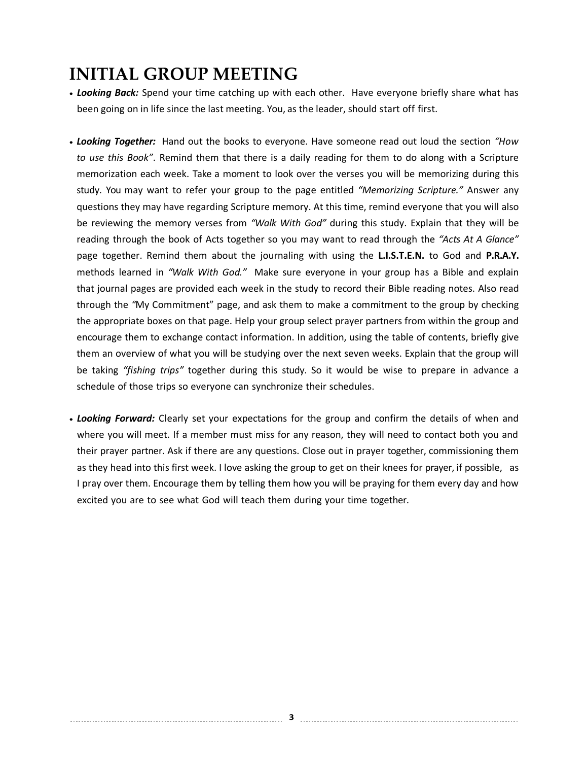# INITIAL GROUP MEETING

- ***Looking Back:*** Spend your time catching up with each other. Have everyone briefly share what has been going on in life since the last meeting. You, as the leader, should start off first.

- ***Looking Together:*** Hand out the books to everyone. Have someone read out loud the section *"How to use this Book"*. Remind them that there is a daily reading for them to do along with a Scripture memorization each week. Take a moment to look over the verses you will be memorizing during this study. You may want to refer your group to the page entitled *"Memorizing Scripture."* Answer any questions they may have regarding Scripture memory. At this time, remind everyone that you will also be reviewing the memory verses from *"Walk With God"* during this study. Explain that they will be reading through the book of Acts together so you may want to read through the *"Acts At A Glance"* page together. Remind them about the journaling with using the **L.I.S.T.E.N.** to God and **P.R.A.Y.** methods learned in *"Walk With God."* Make sure everyone in your group has a Bible and explain that journal pages are provided each week in the study to record their Bible reading notes. Also read through the "My Commitment" page, and ask them to make a commitment to the group by checking the appropriate boxes on that page. Help your group select prayer partners from within the group and encourage them to exchange contact information. In addition, using the table of contents, briefly give them an overview of what you will be studying over the next seven weeks. Explain that the group will be taking *"fishing trips"* together during this study. So it would be wise to prepare in advance a schedule of those trips so everyone can synchronize their schedules.

- ***Looking Forward:*** Clearly set your expectations for the group and confirm the details of when and where you will meet. If a member must miss for any reason, they will need to contact both you and their prayer partner. Ask if there are any questions. Close out in prayer together, commissioning them as they head into this first week. I love asking the group to get on their knees for prayer, if possible, as I pray over them. Encourage them by telling them how you will be praying for them every day and how excited you are to see what God will teach them during your time together.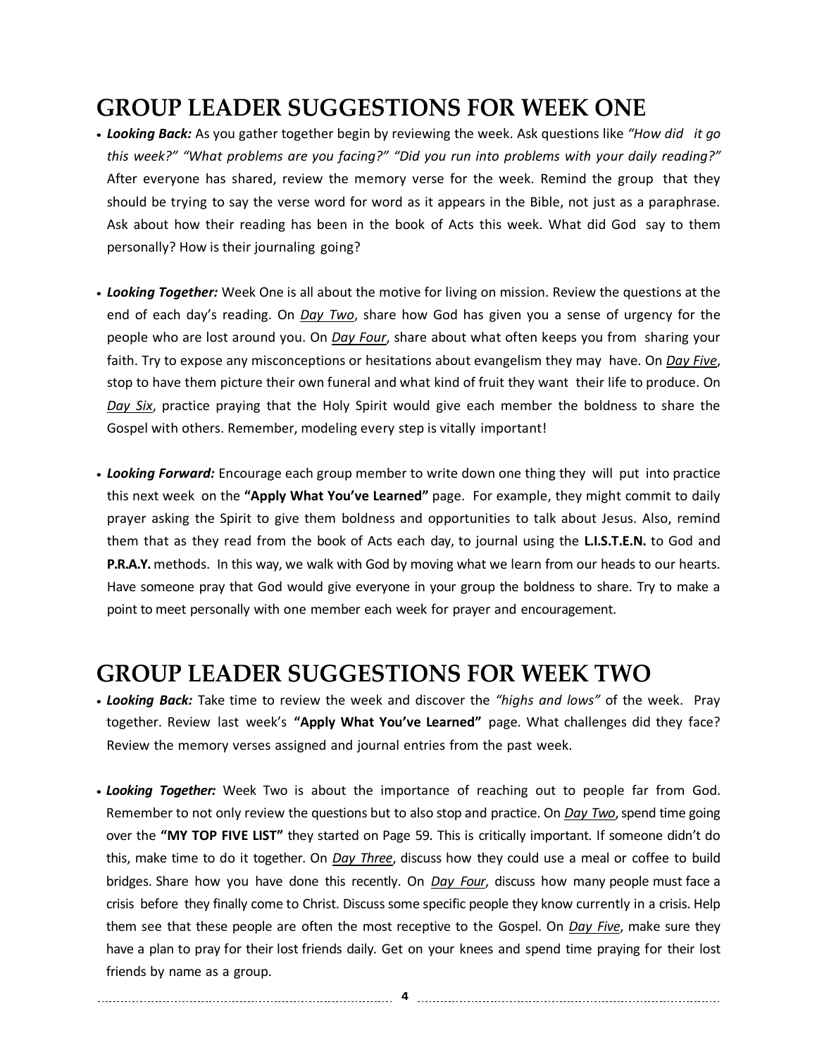# GROUP LEADER SUGGESTIONS FOR WEEK ONE

- ***Looking Back:*** As you gather together begin by reviewing the week. Ask questions like *"How did it go this week?" "What problems are you facing?" "Did you run into problems with your daily reading?"* After everyone has shared, review the memory verse for the week. Remind the group that they should be trying to say the verse word for word as it appears in the Bible, not just as a paraphrase. Ask about how their reading has been in the book of Acts this week. What did God say to them personally? How is their journaling going?

- ***Looking Together:*** Week One is all about the motive for living on mission. Review the questions at the end of each day's reading. On *Day Two*, share how God has given you a sense of urgency for the people who are lost around you. On *Day Four*, share about what often keeps you from sharing your faith. Try to expose any misconceptions or hesitations about evangelism they may have. On *Day Five*, stop to have them picture their own funeral and what kind of fruit they want their life to produce. On *Day Six*, practice praying that the Holy Spirit would give each member the boldness to share the Gospel with others. Remember, modeling every step is vitally important!

- ***Looking Forward:*** Encourage each group member to write down one thing they will put into practice this next week on the **"Apply What You've Learned"** page. For example, they might commit to daily prayer asking the Spirit to give them boldness and opportunities to talk about Jesus. Also, remind them that as they read from the book of Acts each day, to journal using the **L.I.S.T.E.N.** to God and **P.R.A.Y.** methods. In this way, we walk with God by moving what we learn from our heads to our hearts. Have someone pray that God would give everyone in your group the boldness to share. Try to make a point to meet personally with one member each week for prayer and encouragement.

# GROUP LEADER SUGGESTIONS FOR WEEK TWO

- ***Looking Back:*** Take time to review the week and discover the *"highs and lows"* of the week. Pray together. Review last week's **"Apply What You've Learned"** page. What challenges did they face? Review the memory verses assigned and journal entries from the past week.

- ***Looking Together:*** Week Two is about the importance of reaching out to people far from God. Remember to not only review the questions but to also stop and practice. On *Day Two*, spend time going over the **"MY TOP FIVE LIST"** they started on Page 59. This is critically important. If someone didn't do this, make time to do it together. On *Day Three*, discuss how they could use a meal or coffee to build bridges. Share how you have done this recently. On *Day Four*, discuss how many people must face a crisis before they finally come to Christ. Discuss some specific people they know currently in a crisis. Help them see that these people are often the most receptive to the Gospel. On *Day Five*, make sure they have a plan to pray for their lost friends daily. Get on your knees and spend time praying for their lost friends by name as a group.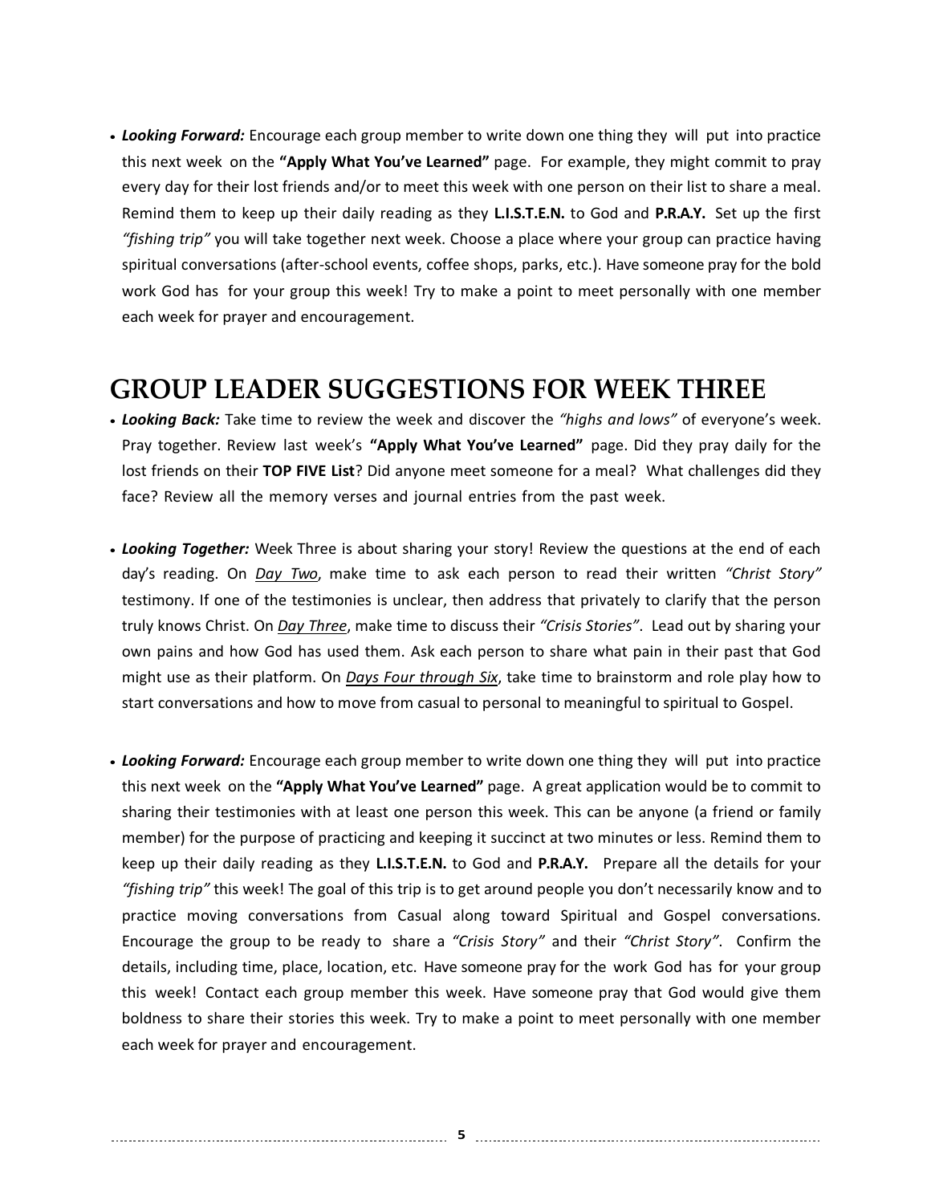- ***Looking Forward:*** Encourage each group member to write down one thing they will put into practice this next week on the **"Apply What You've Learned"** page. For example, they might commit to pray every day for their lost friends and/or to meet this week with one person on their list to share a meal. Remind them to keep up their daily reading as they **L.I.S.T.E.N.** to God and **P.R.A.Y.** Set up the first *"fishing trip"* you will take together next week. Choose a place where your group can practice having spiritual conversations (after-school events, coffee shops, parks, etc.). Have someone pray for the bold work God has for your group this week! Try to make a point to meet personally with one member each week for prayer and encouragement.

# GROUP LEADER SUGGESTIONS FOR WEEK THREE

- ***Looking Back:*** Take time to review the week and discover the *"highs and lows"* of everyone's week. Pray together. Review last week's **"Apply What You've Learned"** page. Did they pray daily for the lost friends on their **TOP FIVE List**? Did anyone meet someone for a meal? What challenges did they face? Review all the memory verses and journal entries from the past week.

- ***Looking Together:*** Week Three is about sharing your story! Review the questions at the end of each day's reading. On <u>*Day Two*</u>, make time to ask each person to read their written *"Christ Story"* testimony. If one of the testimonies is unclear, then address that privately to clarify that the person truly knows Christ. On <u>*Day Three*</u>, make time to discuss their *"Crisis Stories"*. Lead out by sharing your own pains and how God has used them. Ask each person to share what pain in their past that God might use as their platform. On <u>*Days Four through Six*</u>, take time to brainstorm and role play how to start conversations and how to move from casual to personal to meaningful to spiritual to Gospel.

- ***Looking Forward:*** Encourage each group member to write down one thing they will put into practice this next week on the **"Apply What You've Learned"** page. A great application would be to commit to sharing their testimonies with at least one person this week. This can be anyone (a friend or family member) for the purpose of practicing and keeping it succinct at two minutes or less. Remind them to keep up their daily reading as they **L.I.S.T.E.N.** to God and **P.R.A.Y.** Prepare all the details for your *"fishing trip"* this week! The goal of this trip is to get around people you don't necessarily know and to practice moving conversations from Casual along toward Spiritual and Gospel conversations. Encourage the group to be ready to share a *"Crisis Story"* and their *"Christ Story"*. Confirm the details, including time, place, location, etc. Have someone pray for the work God has for your group this week! Contact each group member this week. Have someone pray that God would give them boldness to share their stories this week. Try to make a point to meet personally with one member each week for prayer and encouragement.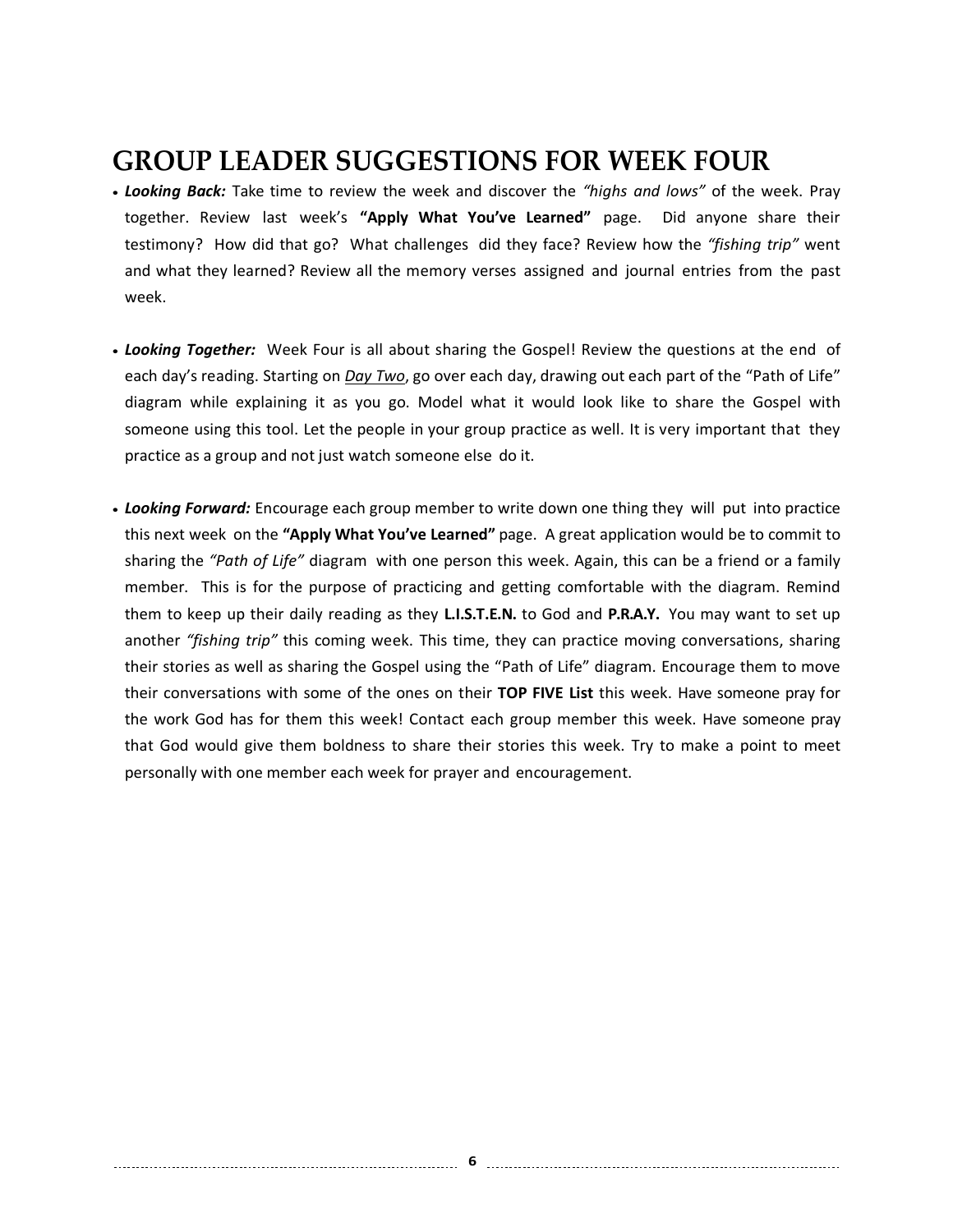# GROUP LEADER SUGGESTIONS FOR WEEK FOUR

- ***Looking Back:*** Take time to review the week and discover the *"highs and lows"* of the week. Pray together. Review last week's **"Apply What You've Learned"** page. Did anyone share their testimony? How did that go? What challenges did they face? Review how the *"fishing trip"* went and what they learned? Review all the memory verses assigned and journal entries from the past week.

- ***Looking Together:*** Week Four is all about sharing the Gospel! Review the questions at the end of each day's reading. Starting on *Day Two*, go over each day, drawing out each part of the "Path of Life" diagram while explaining it as you go. Model what it would look like to share the Gospel with someone using this tool. Let the people in your group practice as well. It is very important that they practice as a group and not just watch someone else do it.

- ***Looking Forward:*** Encourage each group member to write down one thing they will put into practice this next week on the **"Apply What You've Learned"** page. A great application would be to commit to sharing the *"Path of Life"* diagram with one person this week. Again, this can be a friend or a family member. This is for the purpose of practicing and getting comfortable with the diagram. Remind them to keep up their daily reading as they **L.I.S.T.E.N.** to God and **P.R.A.Y.** You may want to set up another *"fishing trip"* this coming week. This time, they can practice moving conversations, sharing their stories as well as sharing the Gospel using the "Path of Life" diagram. Encourage them to move their conversations with some of the ones on their **TOP FIVE List** this week. Have someone pray for the work God has for them this week! Contact each group member this week. Have someone pray that God would give them boldness to share their stories this week. Try to make a point to meet personally with one member each week for prayer and encouragement.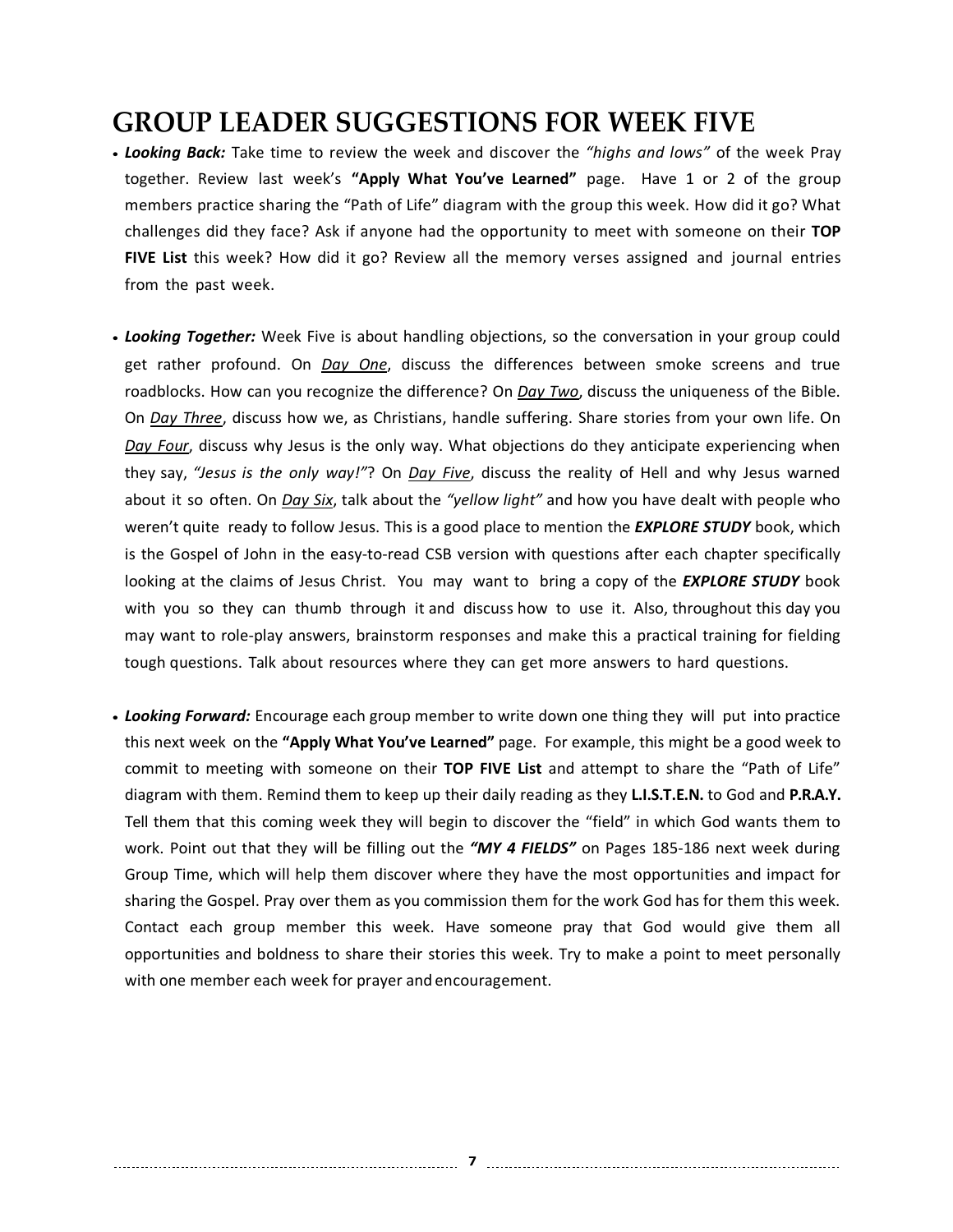# GROUP LEADER SUGGESTIONS FOR WEEK FIVE

- ***Looking Back:*** Take time to review the week and discover the *"highs and lows"* of the week Pray together. Review last week's **"Apply What You've Learned"** page. Have 1 or 2 of the group members practice sharing the "Path of Life" diagram with the group this week. How did it go? What challenges did they face? Ask if anyone had the opportunity to meet with someone on their **TOP FIVE List** this week? How did it go? Review all the memory verses assigned and journal entries from the past week.

- ***Looking Together:*** Week Five is about handling objections, so the conversation in your group could get rather profound. On *Day One*, discuss the differences between smoke screens and true roadblocks. How can you recognize the difference? On *Day Two*, discuss the uniqueness of the Bible. On *Day Three*, discuss how we, as Christians, handle suffering. Share stories from your own life. On *Day Four*, discuss why Jesus is the only way. What objections do they anticipate experiencing when they say, *"Jesus is the only way!"*? On *Day Five*, discuss the reality of Hell and why Jesus warned about it so often. On *Day Six*, talk about the *"yellow light"* and how you have dealt with people who weren't quite ready to follow Jesus. This is a good place to mention the ***EXPLORE STUDY*** book, which is the Gospel of John in the easy-to-read CSB version with questions after each chapter specifically looking at the claims of Jesus Christ. You may want to bring a copy of the ***EXPLORE STUDY*** book with you so they can thumb through it and discuss how to use it. Also, throughout this day you may want to role-play answers, brainstorm responses and make this a practical training for fielding tough questions. Talk about resources where they can get more answers to hard questions.

- ***Looking Forward:*** Encourage each group member to write down one thing they will put into practice this next week on the **"Apply What You've Learned"** page. For example, this might be a good week to commit to meeting with someone on their **TOP FIVE List** and attempt to share the "Path of Life" diagram with them. Remind them to keep up their daily reading as they **L.I.S.T.E.N.** to God and **P.R.A.Y.** Tell them that this coming week they will begin to discover the "field" in which God wants them to work. Point out that they will be filling out the ***"MY 4 FIELDS"*** on Pages 185-186 next week during Group Time, which will help them discover where they have the most opportunities and impact for sharing the Gospel. Pray over them as you commission them for the work God has for them this week. Contact each group member this week. Have someone pray that God would give them all opportunities and boldness to share their stories this week. Try to make a point to meet personally with one member each week for prayer and encouragement.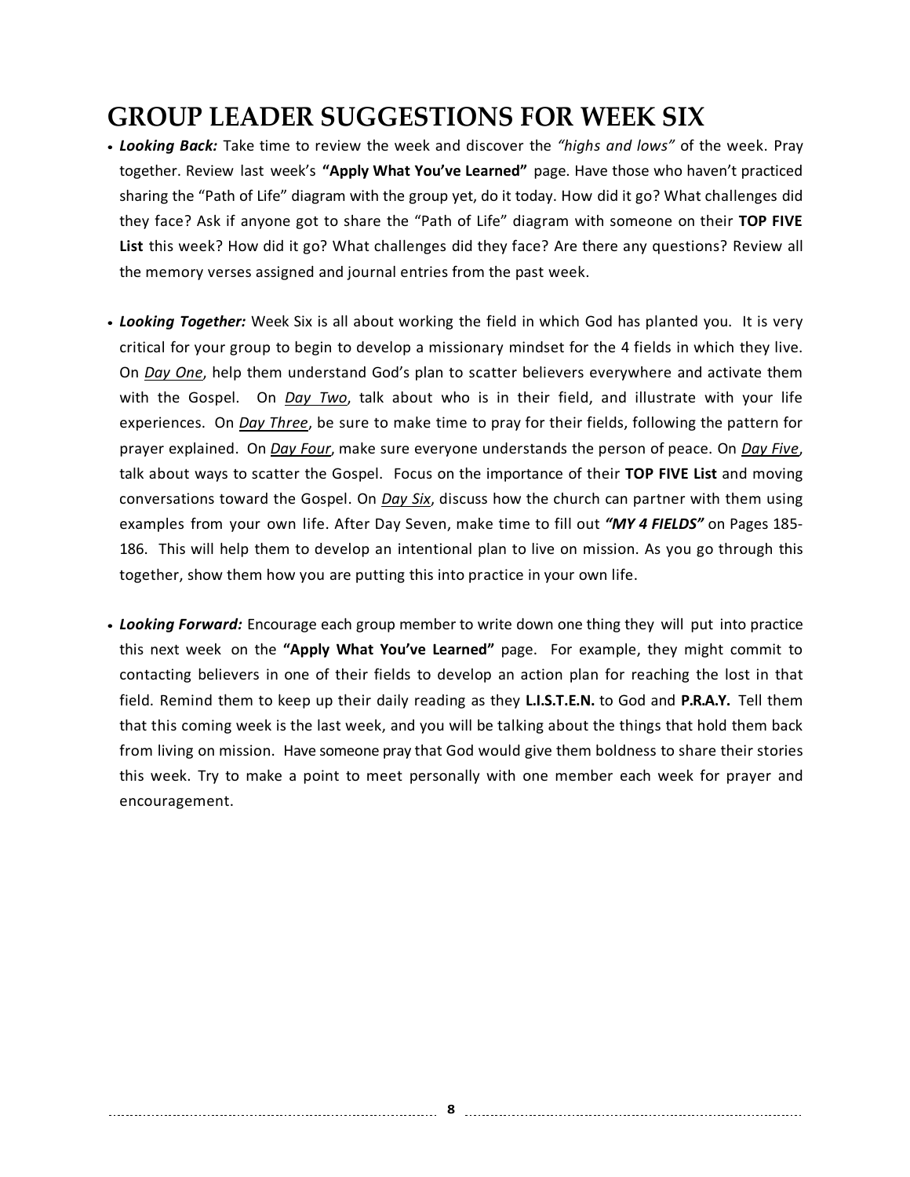# GROUP LEADER SUGGESTIONS FOR WEEK SIX

- ***Looking Back:*** Take time to review the week and discover the *"highs and lows"* of the week. Pray together. Review last week's **"Apply What You've Learned"** page. Have those who haven't practiced sharing the "Path of Life" diagram with the group yet, do it today. How did it go? What challenges did they face? Ask if anyone got to share the "Path of Life" diagram with someone on their **TOP FIVE List** this week? How did it go? What challenges did they face? Are there any questions? Review all the memory verses assigned and journal entries from the past week.

- ***Looking Together:*** Week Six is all about working the field in which God has planted you. It is very critical for your group to begin to develop a missionary mindset for the 4 fields in which they live. On *Day One*, help them understand God's plan to scatter believers everywhere and activate them with the Gospel. On *Day Two*, talk about who is in their field, and illustrate with your life experiences. On *Day Three*, be sure to make time to pray for their fields, following the pattern for prayer explained. On *Day Four*, make sure everyone understands the person of peace. On *Day Five*, talk about ways to scatter the Gospel. Focus on the importance of their **TOP FIVE List** and moving conversations toward the Gospel. On *Day Six*, discuss how the church can partner with them using examples from your own life. After Day Seven, make time to fill out ***"MY 4 FIELDS"*** on Pages 185-186. This will help them to develop an intentional plan to live on mission. As you go through this together, show them how you are putting this into practice in your own life.

- ***Looking Forward:*** Encourage each group member to write down one thing they will put into practice this next week on the **"Apply What You've Learned"** page. For example, they might commit to contacting believers in one of their fields to develop an action plan for reaching the lost in that field. Remind them to keep up their daily reading as they **L.I.S.T.E.N.** to God and **P.R.A.Y.** Tell them that this coming week is the last week, and you will be talking about the things that hold them back from living on mission. Have someone pray that God would give them boldness to share their stories this week. Try to make a point to meet personally with one member each week for prayer and encouragement.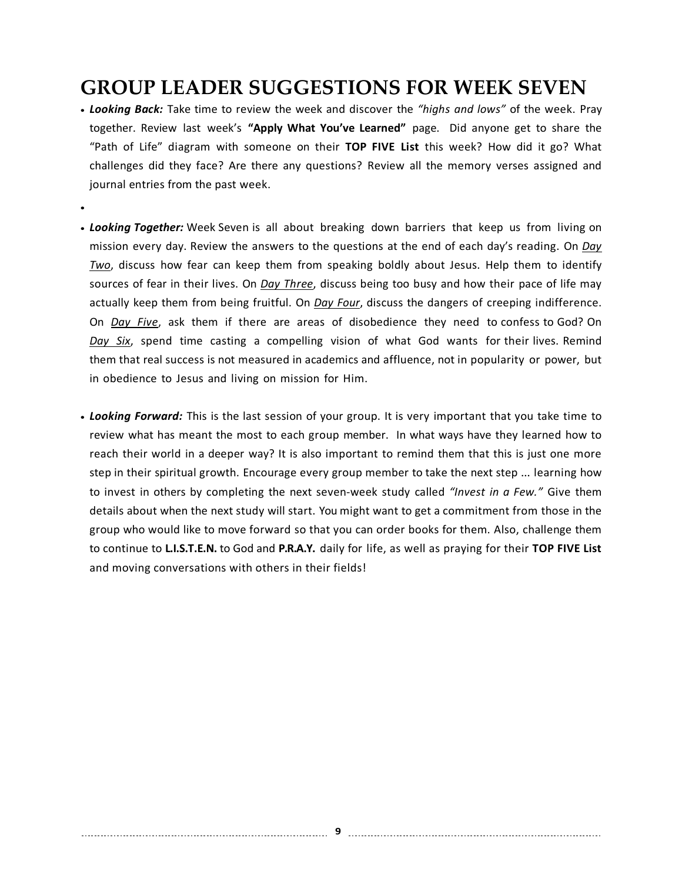# GROUP LEADER SUGGESTIONS FOR WEEK SEVEN

- ***Looking Back:*** Take time to review the week and discover the *"highs and lows"* of the week. Pray together. Review last week's **"Apply What You've Learned"** page. Did anyone get to share the "Path of Life" diagram with someone on their **TOP FIVE List** this week? How did it go? What challenges did they face? Are there any questions? Review all the memory verses assigned and journal entries from the past week.

- ***Looking Together:*** Week Seven is all about breaking down barriers that keep us from living on mission every day. Review the answers to the questions at the end of each day's reading. On *Day Two*, discuss how fear can keep them from speaking boldly about Jesus. Help them to identify sources of fear in their lives. On *Day Three*, discuss being too busy and how their pace of life may actually keep them from being fruitful. On *Day Four*, discuss the dangers of creeping indifference. On *Day Five*, ask them if there are areas of disobedience they need to confess to God? On *Day Six*, spend time casting a compelling vision of what God wants for their lives. Remind them that real success is not measured in academics and affluence, not in popularity or power, but in obedience to Jesus and living on mission for Him.

- ***Looking Forward:*** This is the last session of your group. It is very important that you take time to review what has meant the most to each group member. In what ways have they learned how to reach their world in a deeper way? It is also important to remind them that this is just one more step in their spiritual growth. Encourage every group member to take the next step ... learning how to invest in others by completing the next seven-week study called *"Invest in a Few."* Give them details about when the next study will start. You might want to get a commitment from those in the group who would like to move forward so that you can order books for them. Also, challenge them to continue to **L.I.S.T.E.N.** to God and **P.R.A.Y.** daily for life, as well as praying for their **TOP FIVE List** and moving conversations with others in their fields!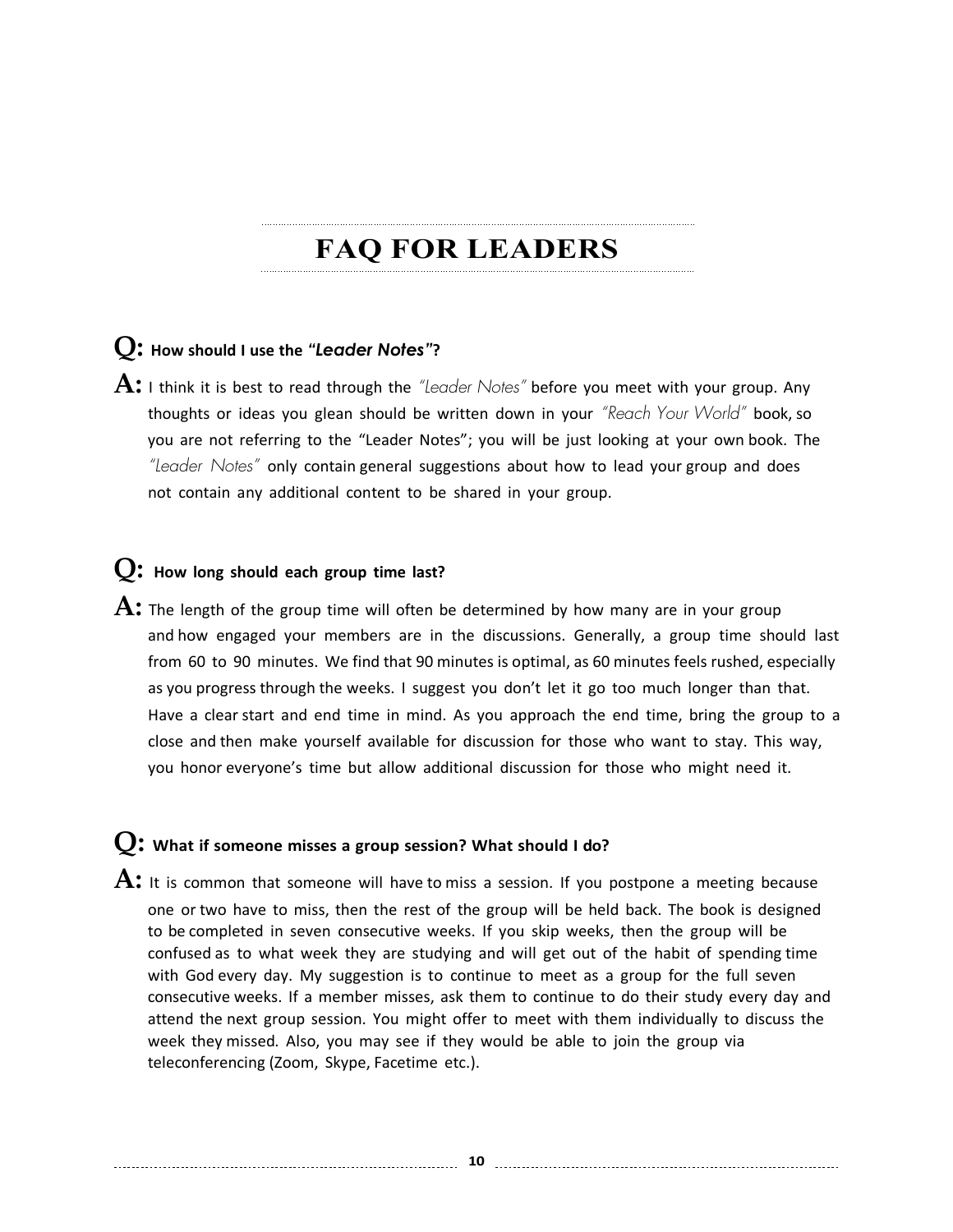# FAQ FOR LEADERS

**Q: How should I use the "*Leader Notes*"?**

**A:** I think it is best to read through the *"Leader Notes"* before you meet with your group. Any thoughts or ideas you glean should be written down in your *"Reach Your World"* book, so you are not referring to the "Leader Notes"; you will be just looking at your own book. The *"Leader Notes"* only contain general suggestions about how to lead your group and does not contain any additional content to be shared in your group.

**Q: How long should each group time last?**

**A:** The length of the group time will often be determined by how many are in your group and how engaged your members are in the discussions. Generally, a group time should last from 60 to 90 minutes. We find that 90 minutes is optimal, as 60 minutes feels rushed, especially as you progress through the weeks. I suggest you don't let it go too much longer than that. Have a clear start and end time in mind. As you approach the end time, bring the group to a close and then make yourself available for discussion for those who want to stay. This way, you honor everyone's time but allow additional discussion for those who might need it.

**Q: What if someone misses a group session? What should I do?**

**A:** It is common that someone will have to miss a session. If you postpone a meeting because one or two have to miss, then the rest of the group will be held back. The book is designed to be completed in seven consecutive weeks. If you skip weeks, then the group will be confused as to what week they are studying and will get out of the habit of spending time with God every day. My suggestion is to continue to meet as a group for the full seven consecutive weeks. If a member misses, ask them to continue to do their study every day and attend the next group session. You might offer to meet with them individually to discuss the week they missed. Also, you may see if they would be able to join the group via teleconferencing (Zoom, Skype, Facetime etc.).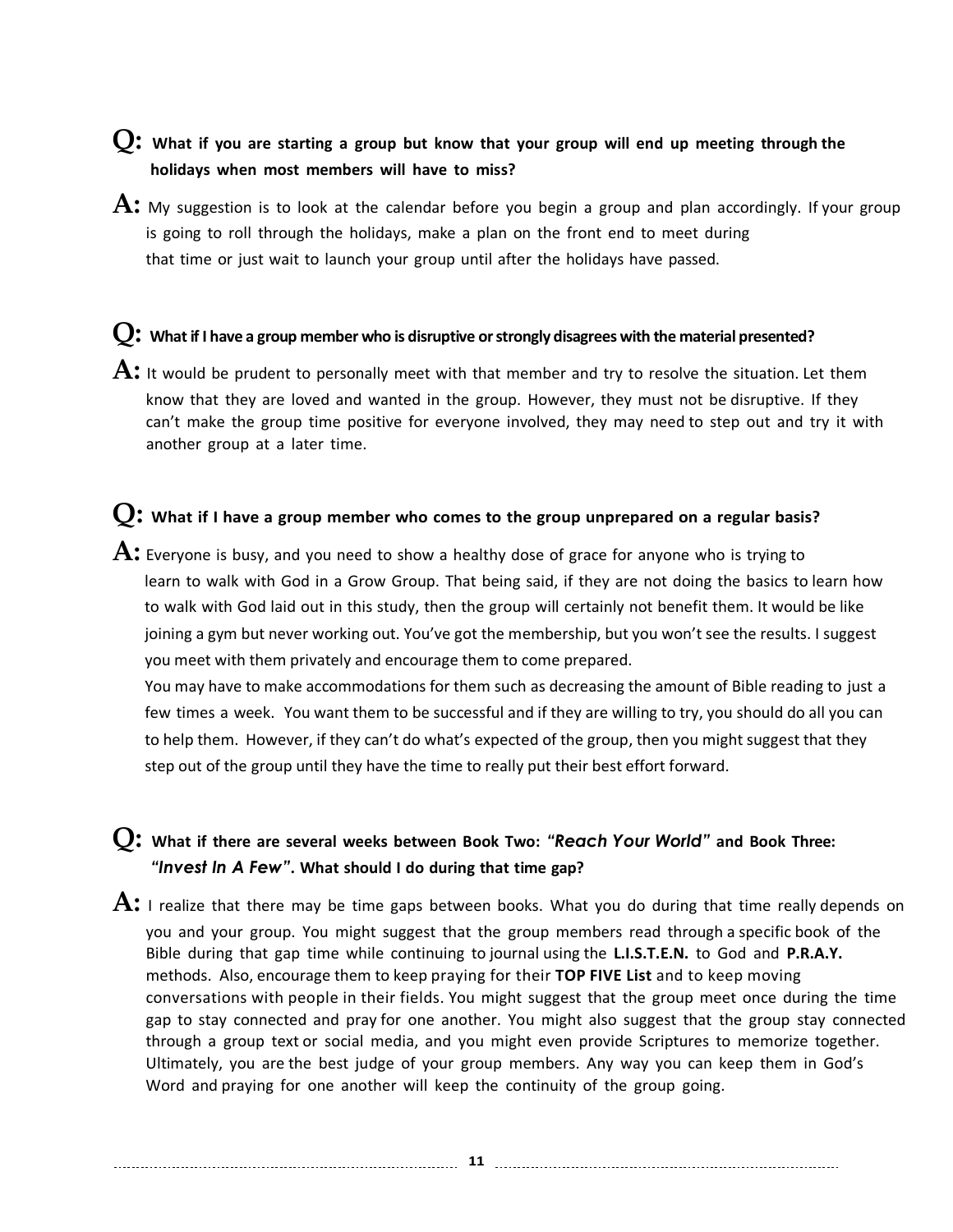**Q: What if you are starting a group but know that your group will end up meeting through the holidays when most members will have to miss?**

**A:** My suggestion is to look at the calendar before you begin a group and plan accordingly. If your group is going to roll through the holidays, make a plan on the front end to meet during that time or just wait to launch your group until after the holidays have passed.

**Q: What if I have a group member who is disruptive or strongly disagrees with the material presented?**

**A:** It would be prudent to personally meet with that member and try to resolve the situation. Let them know that they are loved and wanted in the group. However, they must not be disruptive. If they can't make the group time positive for everyone involved, they may need to step out and try it with another group at a later time.

**Q: What if I have a group member who comes to the group unprepared on a regular basis?**

**A:** Everyone is busy, and you need to show a healthy dose of grace for anyone who is trying to learn to walk with God in a Grow Group. That being said, if they are not doing the basics to learn how to walk with God laid out in this study, then the group will certainly not benefit them. It would be like joining a gym but never working out. You've got the membership, but you won't see the results. I suggest you meet with them privately and encourage them to come prepared.
You may have to make accommodations for them such as decreasing the amount of Bible reading to just a few times a week. You want them to be successful and if they are willing to try, you should do all you can to help them. However, if they can't do what's expected of the group, then you might suggest that they step out of the group until they have the time to really put their best effort forward.

**Q: What if there are several weeks between Book Two: "*Reach Your World*" and Book Three: "*Invest In A Few*". What should I do during that time gap?**

**A:** I realize that there may be time gaps between books. What you do during that time really depends on you and your group. You might suggest that the group members read through a specific book of the Bible during that gap time while continuing to journal using the **L.I.S.T.E.N.** to God and **P.R.A.Y.** methods. Also, encourage them to keep praying for their **TOP FIVE List** and to keep moving conversations with people in their fields. You might suggest that the group meet once during the time gap to stay connected and pray for one another. You might also suggest that the group stay connected through a group text or social media, and you might even provide Scriptures to memorize together. Ultimately, you are the best judge of your group members. Any way you can keep them in God's Word and praying for one another will keep the continuity of the group going.